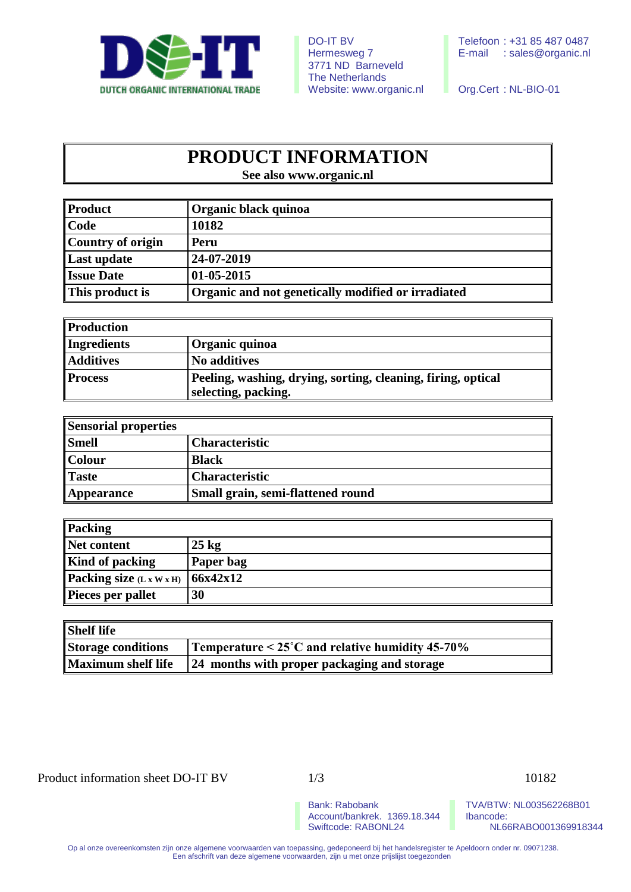DO-IT
DUTCH ORGANIC INTERNATIONAL TRADE

DO-IT BV
Hermesweg 7
3771 ND Barneveld
The Netherlands
Website: www.organic.nl

Telefoon : +31 85 487 0487
E-mail : sales@organic.nl

Org.Cert : NL-BIO-01

# PRODUCT INFORMATION

**See also www.organic.nl**

| Product | Organic black quinoa |
|---|---|
| Code | 10182 |
| Country of origin | Peru |
| Last update | 24-07-2019 |
| Issue Date | 01-05-2015 |
| This product is | Organic and not genetically modified or irradiated |

| Production | |
|---|---|
| Ingredients | Organic quinoa |
| Additives | No additives |
| Process | Peeling, washing, drying, sorting, cleaning, firing, optical selecting, packing. |

| Sensorial properties | |
|---|---|
| Smell | Characteristic |
| Colour | Black |
| Taste | Characteristic |
| Appearance | Small grain, semi-flattened round |

| Packing | |
|---|---|
| Net content | 25 kg |
| Kind of packing | Paper bag |
| Packing size (L x W x H) | 66x42x12 |
| Pieces per pallet | 30 |

| Shelf life | |
|---|---|
| Storage conditions | Temperature < 25˚C and relative humidity 45-70% |
| Maximum shelf life | 24 months with proper packaging and storage |

Product information sheet DO-IT BV

10182

Bank: Rabobank
Account/bankrekl. 1369.18.344
Swiftcode: RABONL24

TVA/BTW: NL003562268B01
Ibancode:
NL66RABO001369918344

Op al onze overeenkomsten zijn onze algemene voorwaarden van toepassing, gedeponeerd bij het handelsregister te Apeldoorn onder nr. 09071238.
Een afschrift van deze algemene voorwaarden, zijn u met onze prijslijst toegezonden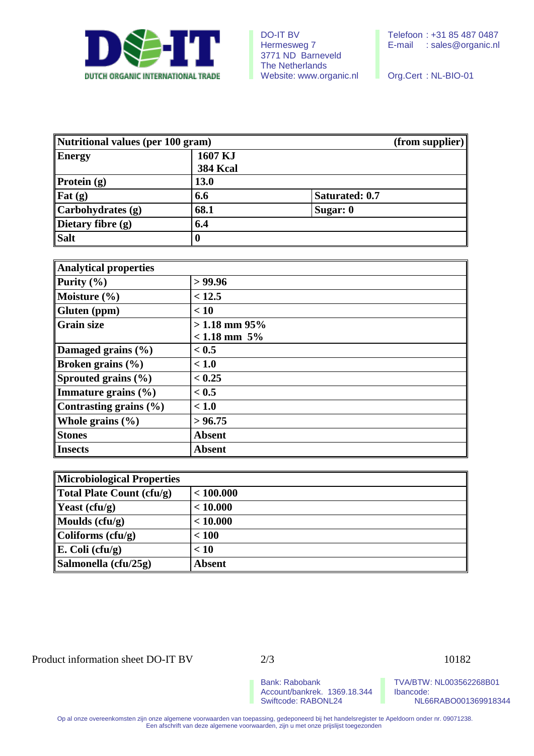| Nutritional values (per 100 gram) | | (from supplier) |
|---|---|---|
| **Energy** | **1607 KJ** <br> **384 Kcal** | |
| **Protein (g)** | **13.0** | |
| **Fat (g)** | **6.6** | **Saturated: 0.7** |
| **Carbohydrates (g)** | **68.1** | **Sugar: 0** |
| **Dietary fibre (g)** | **6.4** | |
| **Salt** | **0** | |

| Analytical properties | |
|---|---|
| **Purity (%)** | **> 99.96** |
| **Moisture (%)** | **< 12.5** |
| **Gluten (ppm)** | **< 10** |
| **Grain size** | **> 1.18 mm 95%** <br> **< 1.18 mm 5%** |
| **Damaged grains (%)** | **< 0.5** |
| **Broken grains (%)** | **< 1.0** |
| **Sprouted grains (%)** | **< 0.25** |
| **Immature grains (%)** | **< 0.5** |
| **Contrasting grains (%)** | **< 1.0** |
| **Whole grains (%)** | **> 96.75** |
| **Stones** | **Absent** |
| **Insects** | **Absent** |

| Microbiological Properties | |
|---|---|
| **Total Plate Count (cfu/g)** | **< 100.000** |
| **Yeast (cfu/g)** | **< 10.000** |
| **Moulds (cfu/g)** | **< 10.000** |
| **Coliforms (cfu/g)** | **< 100** |
| **E. Coli (cfu/g)** | **< 10** |
| **Salmonella (cfu/25g)** | **Absent** |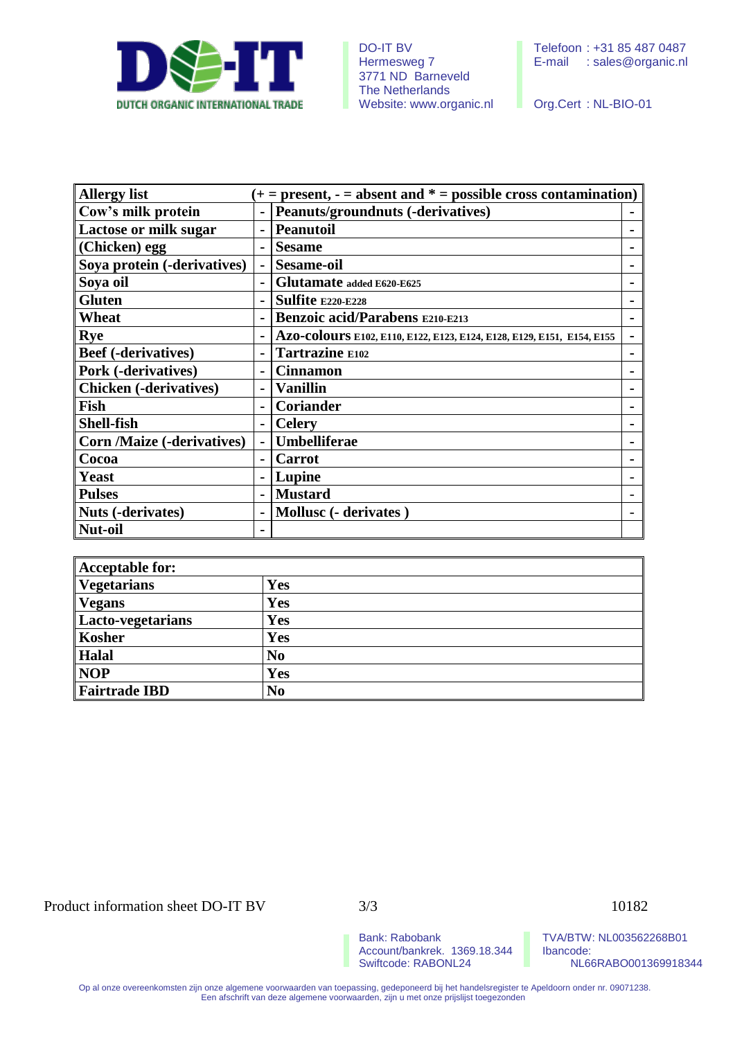DO-IT BV
Hermesweg 7
3771 ND Barneveld
The Netherlands
Website: www.organic.nl

Telefoon : +31 85 487 0487
E-mail : sales@organic.nl

Org.Cert : NL-BIO-01

| Allergy list | (+ = present, - = absent and * = possible cross contamination) | | |
|---|---|---|---|
| Cow's milk protein | - | Peanuts/groundnuts (-derivatives) | - |
| Lactose or milk sugar | - | Peanutoil | - |
| (Chicken) egg | - | Sesame | - |
| Soya protein (-derivatives) | - | Sesame-oil | - |
| Soya oil | - | Glutamate added E620-E625 | - |
| Gluten | - | Sulfite E220-E228 | - |
| Wheat | - | Benzoic acid/Parabens E210-E213 | - |
| Rye | - | Azo-colours E102, E110, E122, E123, E124, E128, E129, E151, E154, E155 | - |
| Beef (-derivatives) | - | Tartrazine E102 | - |
| Pork (-derivatives) | - | Cinnamon | - |
| Chicken (-derivatives) | - | Vanillin | - |
| Fish | - | Coriander | - |
| Shell-fish | - | Celery | - |
| Corn /Maize (-derivatives) | - | Umbelliferae | - |
| Cocoa | - | Carrot | - |
| Yeast | - | Lupine | - |
| Pulses | - | Mustard | - |
| Nuts (-derivates) | - | Mollusc (- derivates ) | - |
| Nut-oil | - | | |

| Acceptable for: | |
|---|---|
| Vegetarians | Yes |
| Vegans | Yes |
| Lacto-vegetarians | Yes |
| Kosher | Yes |
| Halal | No |
| NOP | Yes |
| Fairtrade IBD | No |

Product information sheet DO-IT BV 10182

Bank: Rabobank
Account/bankrek. 1369.18.344
Swiftcode: RABONL24

TVA/BTW: NL003562268B01
Ibancode:
NL66RABO001369918344

Op al onze overeenkomsten zijn onze algemene voorwaarden van toepassing, gedeponeerd bij het handelsregister te Apeldoorn onder nr. 09071238.
Een afschrift van deze algemene voorwaarden, zijn u met onze prijslijst toegezonden